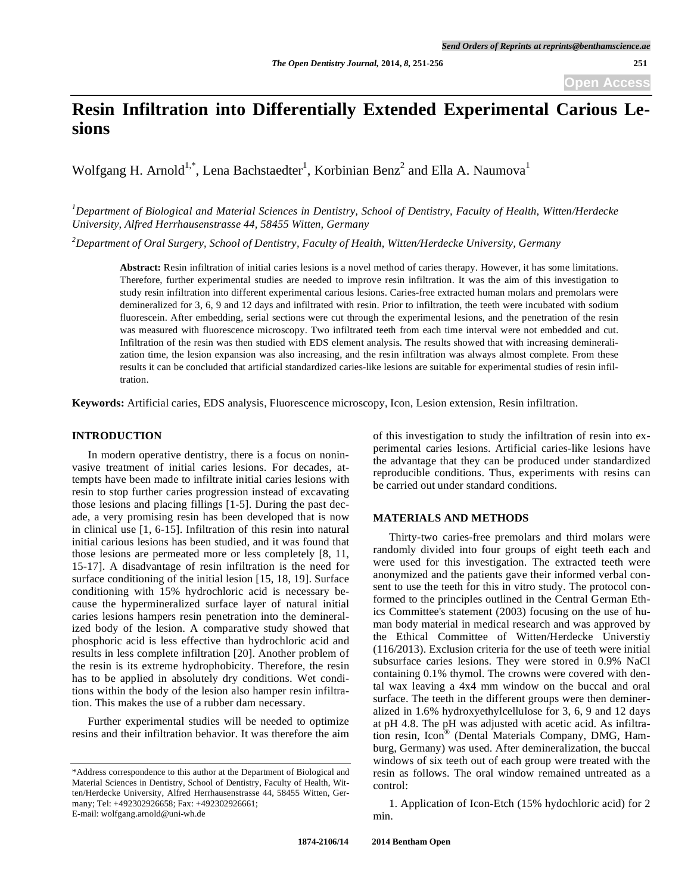# Resin Infiltration into Differentially Extended Experimental Carious Lesions

Wolfgang H. Arnold[1,*], Lena Bachstaedter[1], Korbinian Benz[2] and Ella A. Naumova[1]

[1]*Department of Biological and Material Sciences in Dentistry, School of Dentistry, Faculty of Health, Witten/Herdecke University, Alfred Herrhausenstrasse 44, 58455 Witten, Germany*

[2]*Department of Oral Surgery, School of Dentistry, Faculty of Health, Witten/Herdecke University, Germany*

**Abstract:** Resin infiltration of initial caries lesions is a novel method of caries therapy. However, it has some limitations. Therefore, further experimental studies are needed to improve resin infiltration. It was the aim of this investigation to study resin infiltration into different experimental carious lesions. Caries-free extracted human molars and premolars were demineralized for 3, 6, 9 and 12 days and infiltrated with resin. Prior to infiltration, the teeth were incubated with sodium fluorescein. After embedding, serial sections were cut through the experimental lesions, and the penetration of the resin was measured with fluorescence microscopy. Two infiltrated teeth from each time interval were not embedded and cut. Infiltration of the resin was then studied with EDS element analysis. The results showed that with increasing demineralization time, the lesion expansion was also increasing, and the resin infiltration was always almost complete. From these results it can be concluded that artificial standardized caries-like lesions are suitable for experimental studies of resin infiltration.

**Keywords:** Artificial caries, EDS analysis, Fluorescence microscopy, Icon, Lesion extension, Resin infiltration.

## INTRODUCTION

In modern operative dentistry, there is a focus on noninvasive treatment of initial caries lesions. For decades, attempts have been made to infiltrate initial caries lesions with resin to stop further caries progression instead of excavating those lesions and placing fillings [1-5]. During the past decade, a very promising resin has been developed that is now in clinical use [1, 6-15]. Infiltration of this resin into natural initial carious lesions has been studied, and it was found that those lesions are permeated more or less completely [8, 11, 15-17]. A disadvantage of resin infiltration is the need for surface conditioning of the initial lesion [15, 18, 19]. Surface conditioning with 15% hydrochloric acid is necessary because the hypermineralized surface layer of natural initial caries lesions hampers resin penetration into the demineralized body of the lesion. A comparative study showed that phosphoric acid is less effective than hydrochloric acid and results in less complete infiltration [20]. Another problem of the resin is its extreme hydrophobicity. Therefore, the resin has to be applied in absolutely dry conditions. Wet conditions within the body of the lesion also hamper resin infiltration. This makes the use of a rubber dam necessary.

Further experimental studies will be needed to optimize resins and their infiltration behavior. It was therefore the aim of this investigation to study the infiltration of resin into experimental caries lesions. Artificial caries-like lesions have the advantage that they can be produced under standardized reproducible conditions. Thus, experiments with resins can be carried out under standard conditions.

## MATERIALS AND METHODS

Thirty-two caries-free premolars and third molars were randomly divided into four groups of eight teeth each and were used for this investigation. The extracted teeth were anonymized and the patients gave their informed verbal consent to use the teeth for this in vitro study. The protocol conformed to the principles outlined in the Central German Ethics Committee's statement (2003) focusing on the use of human body material in medical research and was approved by the Ethical Committee of Witten/Herdecke Universtiy (116/2013). Exclusion criteria for the use of teeth were initial subsurface caries lesions. They were stored in 0.9% NaCl containing 0.1% thymol. The crowns were covered with dental wax leaving a 4x4 mm window on the buccal and oral surface. The teeth in the different groups were then demineralized in 1.6% hydroxyethylcellulose for 3, 6, 9 and 12 days at pH 4.8. The pH was adjusted with acetic acid. As infiltration resin, Icon® (Dental Materials Company, DMG, Hamburg, Germany) was used. After demineralization, the buccal windows of six teeth out of each group were treated with the resin as follows. The oral window remained untreated as a control:

1. Application of Icon-Etch (15% hydochloric acid) for 2 min.

*Address correspondence to this author at the Department of Biological and Material Sciences in Dentistry, School of Dentistry, Faculty of Health, Witten/Herdecke University, Alfred Herrhausenstrasse 44, 58455 Witten, Germany; Tel: +492302926658; Fax: +492302926661; E-mail: wolfgang.arnold@uni-wh.de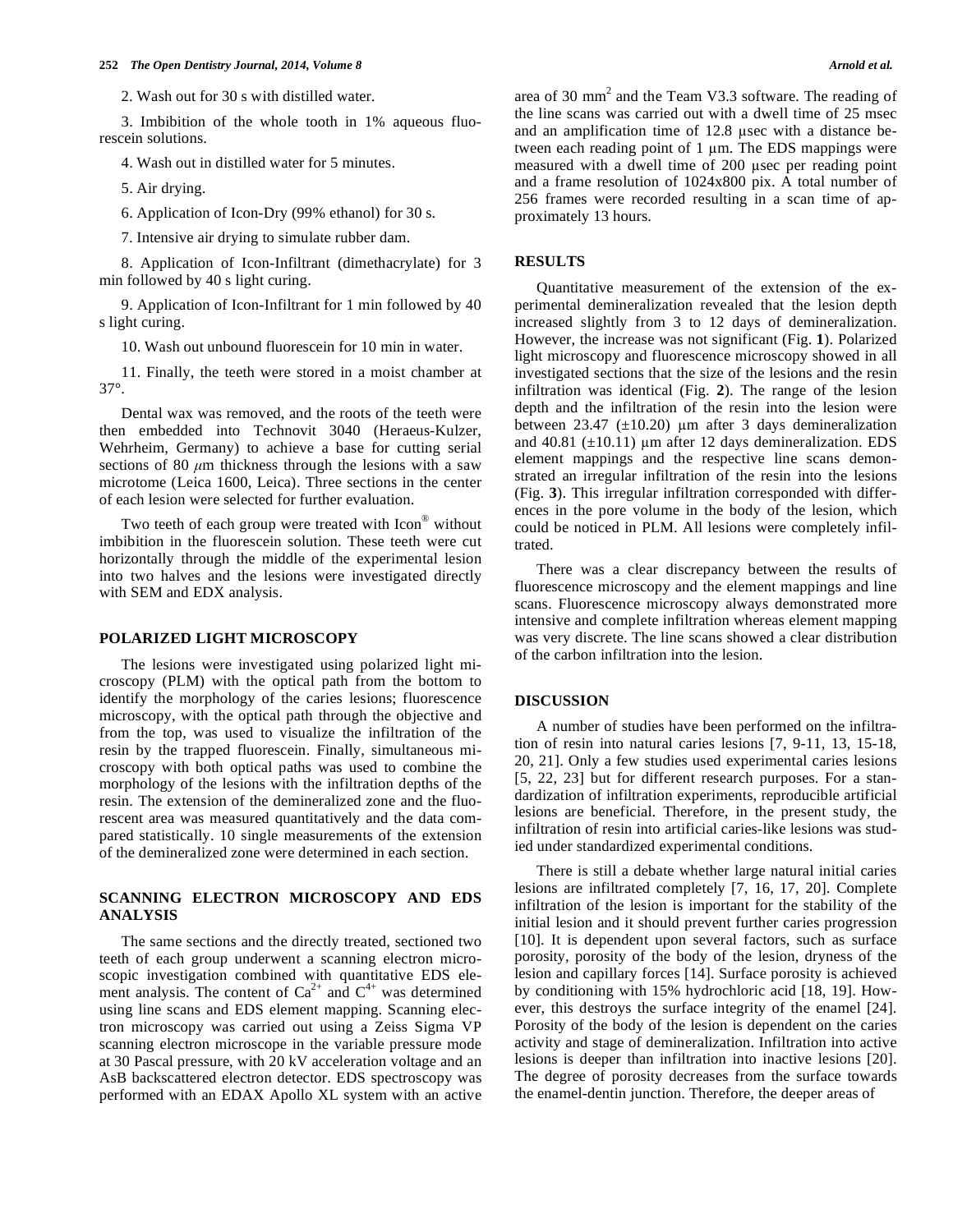2. Wash out for 30 s with distilled water.

3. Imbibition of the whole tooth in 1% aqueous fluorescein solutions.

4. Wash out in distilled water for 5 minutes.

5. Air drying.

6. Application of Icon-Dry (99% ethanol) for 30 s.

7. Intensive air drying to simulate rubber dam.

8. Application of Icon-Infiltrant (dimethacrylate) for 3 min followed by 40 s light curing.

9. Application of Icon-Infiltrant for 1 min followed by 40 s light curing.

10. Wash out unbound fluorescein for 10 min in water.

11. Finally, the teeth were stored in a moist chamber at 37°.

Dental wax was removed, and the roots of the teeth were then embedded into Technovit 3040 (Heraeus-Kulzer, Wehrheim, Germany) to achieve a base for cutting serial sections of 80 $\mu$m thickness through the lesions with a saw microtome (Leica 1600, Leica). Three sections in the center of each lesion were selected for further evaluation.

Two teeth of each group were treated with Icon® without imbibition in the fluorescein solution. These teeth were cut horizontally through the middle of the experimental lesion into two halves and the lesions were investigated directly with SEM and EDX analysis.

## POLARIZED LIGHT MICROSCOPY

The lesions were investigated using polarized light microscopy (PLM) with the optical path from the bottom to identify the morphology of the caries lesions; fluorescence microscopy, with the optical path through the objective and from the top, was used to visualize the infiltration of the resin by the trapped fluorescein. Finally, simultaneous microscopy with both optical paths was used to combine the morphology of the lesions with the infiltration depths of the resin. The extension of the demineralized zone and the fluorescent area was measured quantitatively and the data compared statistically. 10 single measurements of the extension of the demineralized zone were determined in each section.

## SCANNING ELECTRON MICROSCOPY AND EDS ANALYSIS

The same sections and the directly treated, sectioned two teeth of each group underwent a scanning electron microscopic investigation combined with quantitative EDS element analysis. The content of $Ca^{2+}$ and $C^{4+}$ was determined using line scans and EDS element mapping. Scanning electron microscopy was carried out using a Zeiss Sigma VP scanning electron microscope in the variable pressure mode at 30 Pascal pressure, with 20 kV acceleration voltage and an AsB backscattered electron detector. EDS spectroscopy was performed with an EDAX Apollo XL system with an active area of 30 $mm^2$ and the Team V3.3 software. The reading of the line scans was carried out with a dwell time of 25 msec and an amplification time of 12.8 μsec with a distance between each reading point of 1 μm. The EDS mappings were measured with a dwell time of 200 μsec per reading point and a frame resolution of 1024x800 pix. A total number of 256 frames were recorded resulting in a scan time of approximately 13 hours.

## RESULTS

Quantitative measurement of the extension of the experimental demineralization revealed that the lesion depth increased slightly from 3 to 12 days of demineralization. However, the increase was not significant (Fig. **1**). Polarized light microscopy and fluorescence microscopy showed in all investigated sections that the size of the lesions and the resin infiltration was identical (Fig. **2**). The range of the lesion depth and the infiltration of the resin into the lesion were between 23.47 (±10.20) μm after 3 days demineralization and 40.81 (±10.11) μm after 12 days demineralization. EDS element mappings and the respective line scans demonstrated an irregular infiltration of the resin into the lesions (Fig. **3**). This irregular infiltration corresponded with differences in the pore volume in the body of the lesion, which could be noticed in PLM. All lesions were completely infiltrated.

There was a clear discrepancy between the results of fluorescence microscopy and the element mappings and line scans. Fluorescence microscopy always demonstrated more intensive and complete infiltration whereas element mapping was very discrete. The line scans showed a clear distribution of the carbon infiltration into the lesion.

## DISCUSSION

A number of studies have been performed on the infiltration of resin into natural caries lesions [7, 9-11, 13, 15-18, 20, 21]. Only a few studies used experimental caries lesions [5, 22, 23] but for different research purposes. For a standardization of infiltration experiments, reproducible artificial lesions are beneficial. Therefore, in the present study, the infiltration of resin into artificial caries-like lesions was studied under standardized experimental conditions.

There is still a debate whether large natural initial caries lesions are infiltrated completely [7, 16, 17, 20]. Complete infiltration of the lesion is important for the stability of the initial lesion and it should prevent further caries progression [10]. It is dependent upon several factors, such as surface porosity, porosity of the body of the lesion, dryness of the lesion and capillary forces [14]. Surface porosity is achieved by conditioning with 15% hydrochloric acid [18, 19]. However, this destroys the surface integrity of the enamel [24]. Porosity of the body of the lesion is dependent on the caries activity and stage of demineralization. Infiltration into active lesions is deeper than infiltration into inactive lesions [20]. The degree of porosity decreases from the surface towards the enamel-dentin junction. Therefore, the deeper areas of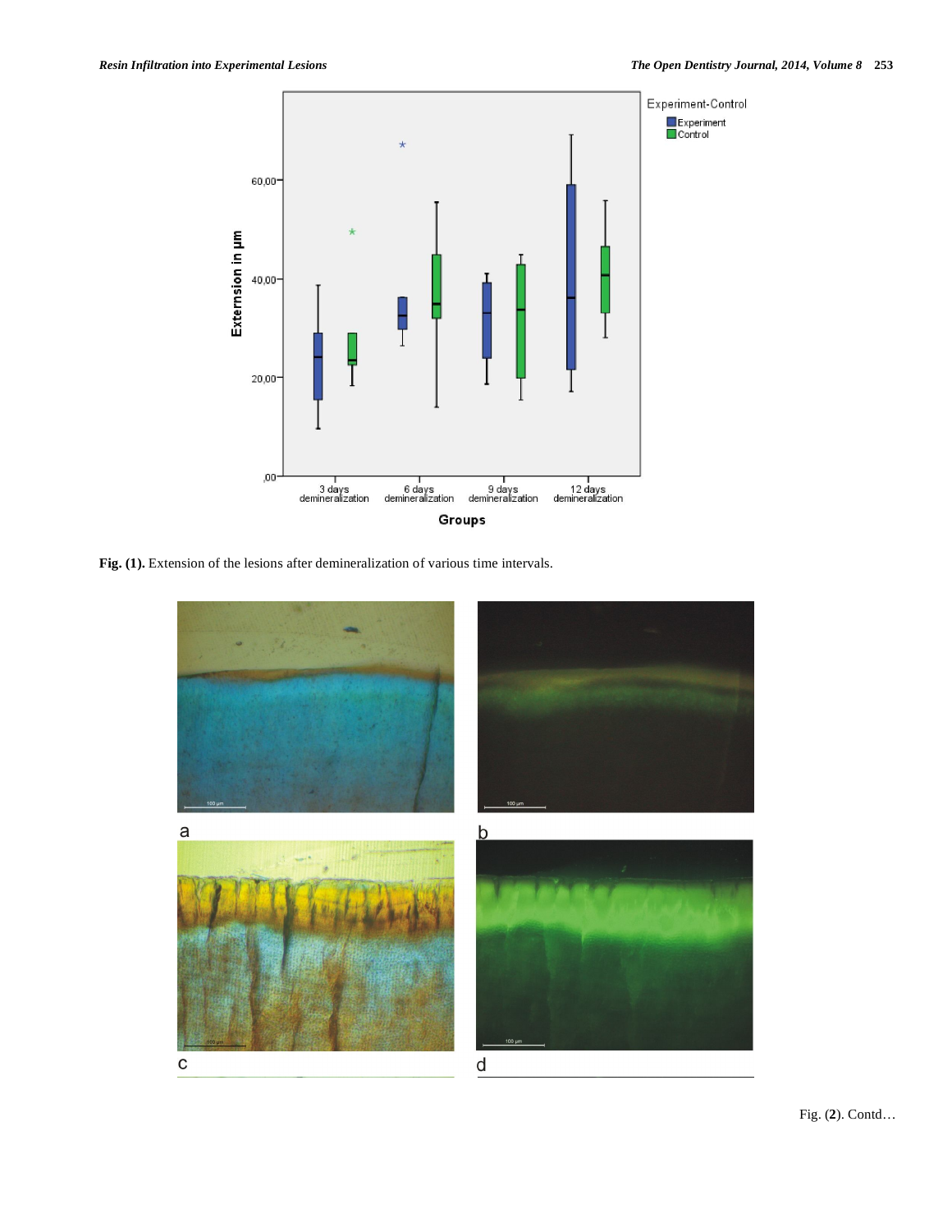Fig. (1). Extension of the lesions after demineralization of various time intervals.

a

b

c

d

Fig. (2). Contd…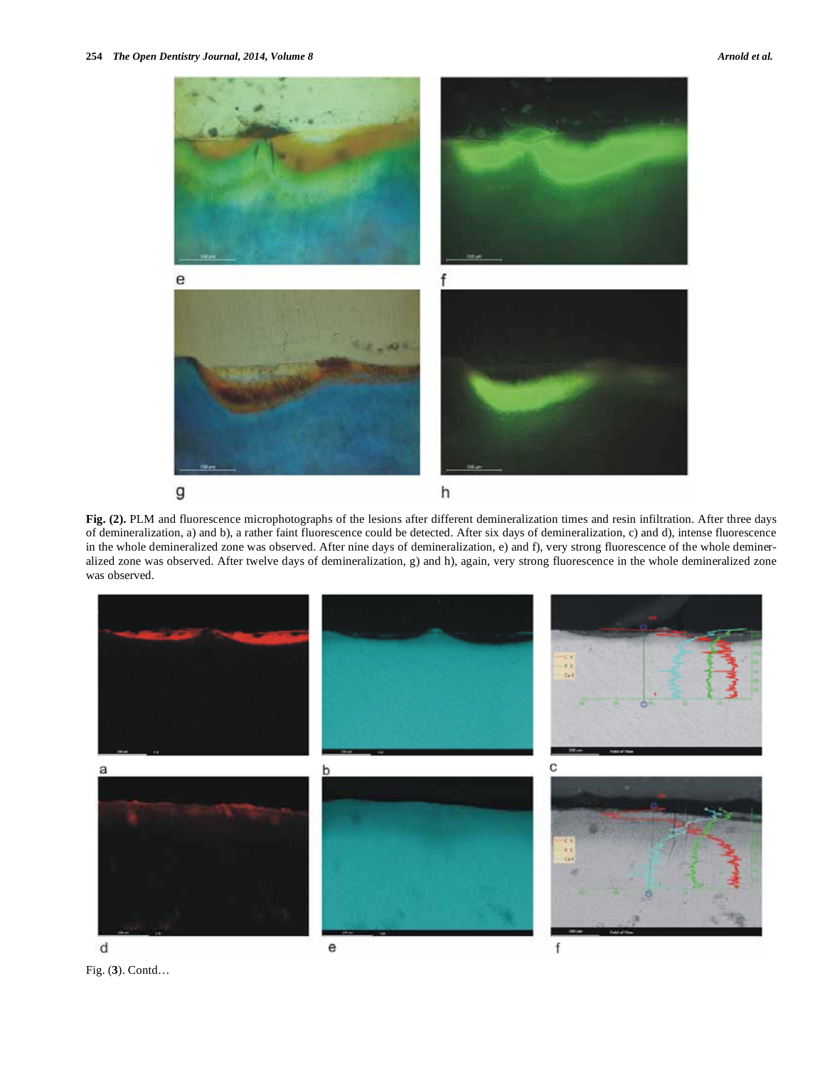Fig. (2). PLM and fluorescence microphotographs of the lesions after different demineralization times and resin infiltration. After three days of demineralization, a) and b), a rather faint fluorescence could be detected. After six days of demineralization, c) and d), intense fluorescence in the whole demineralized zone was observed. After nine days of demineralization, e) and f), very strong fluorescence of the whole demineralized zone was observed. After twelve days of demineralization, g) and h), again, very strong fluorescence in the whole demineralized zone was observed.

Fig. (3). Contd…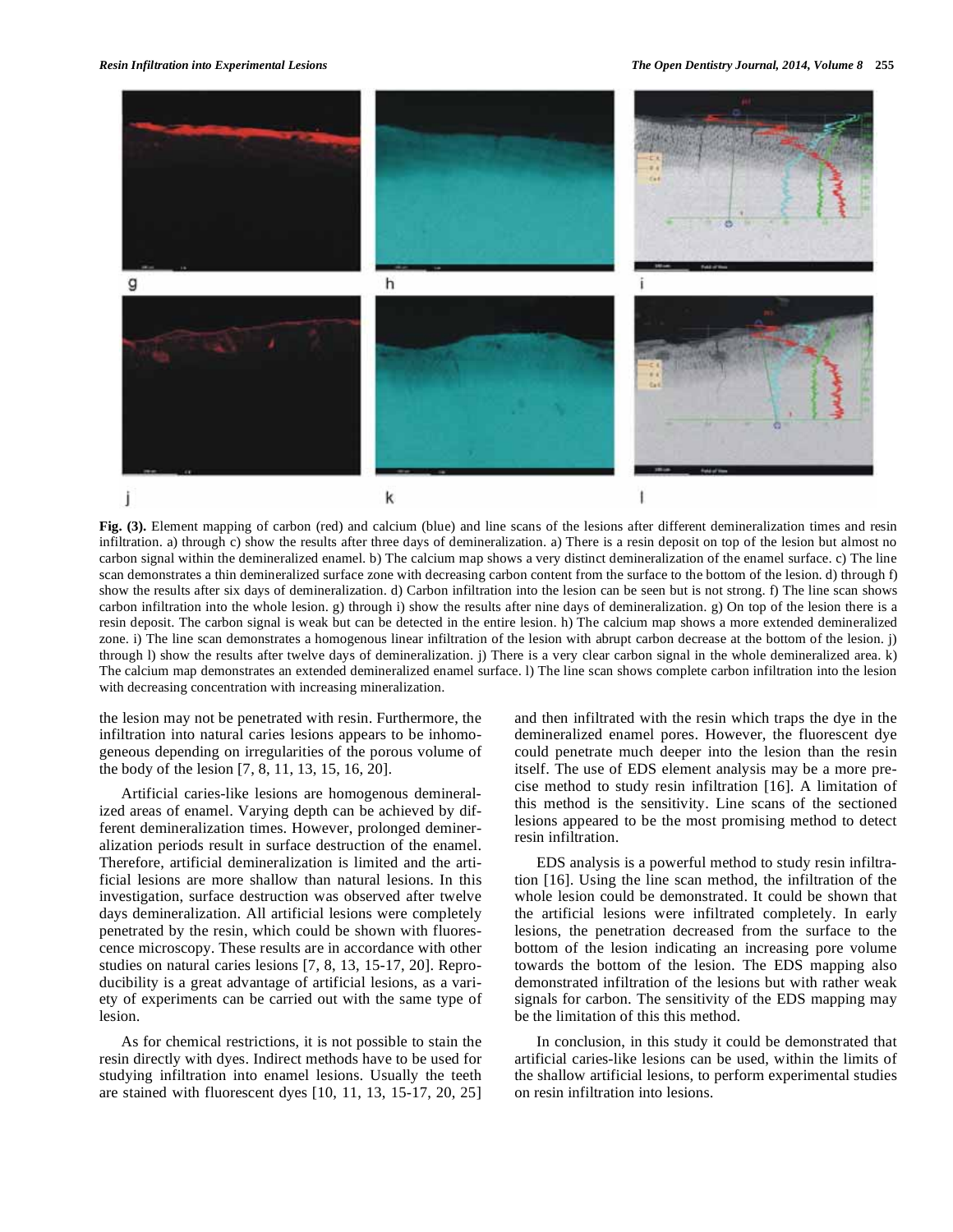Fig. (3). Element mapping of carbon (red) and calcium (blue) and line scans of the lesions after different demineralization times and resin infiltration. a) through c) show the results after three days of demineralization. a) There is a resin deposit on top of the lesion but almost no carbon signal within the demineralized enamel. b) The calcium map shows a very distinct demineralization of the enamel surface. c) The line scan demonstrates a thin demineralized surface zone with decreasing carbon content from the surface to the bottom of the lesion. d) through f) show the results after six days of demineralization. d) Carbon infiltration into the lesion can be seen but is not strong. f) The line scan shows carbon infiltration into the whole lesion. g) through i) show the results after nine days of demineralization. g) On top of the lesion there is a resin deposit. The carbon signal is weak but can be detected in the entire lesion. h) The calcium map shows a more extended demineralized zone. i) The line scan demonstrates a homogenous linear infiltration of the lesion with abrupt carbon decrease at the bottom of the lesion. j) through l) show the results after twelve days of demineralization. j) There is a very clear carbon signal in the whole demineralized area. k) The calcium map demonstrates an extended demineralized enamel surface. l) The line scan shows complete carbon infiltration into the lesion with decreasing concentration with increasing mineralization.

the lesion may not be penetrated with resin. Furthermore, the infiltration into natural caries lesions appears to be inhomogeneous depending on irregularities of the porous volume of the body of the lesion [7, 8, 11, 13, 15, 16, 20].

Artificial caries-like lesions are homogenous demineralized areas of enamel. Varying depth can be achieved by different demineralization times. However, prolonged demineralization periods result in surface destruction of the enamel. Therefore, artificial demineralization is limited and the artificial lesions are more shallow than natural lesions. In this investigation, surface destruction was observed after twelve days demineralization. All artificial lesions were completely penetrated by the resin, which could be shown with fluorescence microscopy. These results are in accordance with other studies on natural caries lesions [7, 8, 13, 15-17, 20]. Reproducibility is a great advantage of artificial lesions, as a variety of experiments can be carried out with the same type of lesion.

As for chemical restrictions, it is not possible to stain the resin directly with dyes. Indirect methods have to be used for studying infiltration into enamel lesions. Usually the teeth are stained with fluorescent dyes [10, 11, 13, 15-17, 20, 25] and then infiltrated with the resin which traps the dye in the demineralized enamel pores. However, the fluorescent dye could penetrate much deeper into the lesion than the resin itself. The use of EDS element analysis may be a more precise method to study resin infiltration [16]. A limitation of this method is the sensitivity. Line scans of the sectioned lesions appeared to be the most promising method to detect resin infiltration.

EDS analysis is a powerful method to study resin infiltration [16]. Using the line scan method, the infiltration of the whole lesion could be demonstrated. It could be shown that the artificial lesions were infiltrated completely. In early lesions, the penetration decreased from the surface to the bottom of the lesion indicating an increasing pore volume towards the bottom of the lesion. The EDS mapping also demonstrated infiltration of the lesions but with rather weak signals for carbon. The sensitivity of the EDS mapping may be the limitation of this this method.

In conclusion, in this study it could be demonstrated that artificial caries-like lesions can be used, within the limits of the shallow artificial lesions, to perform experimental studies on resin infiltration into lesions.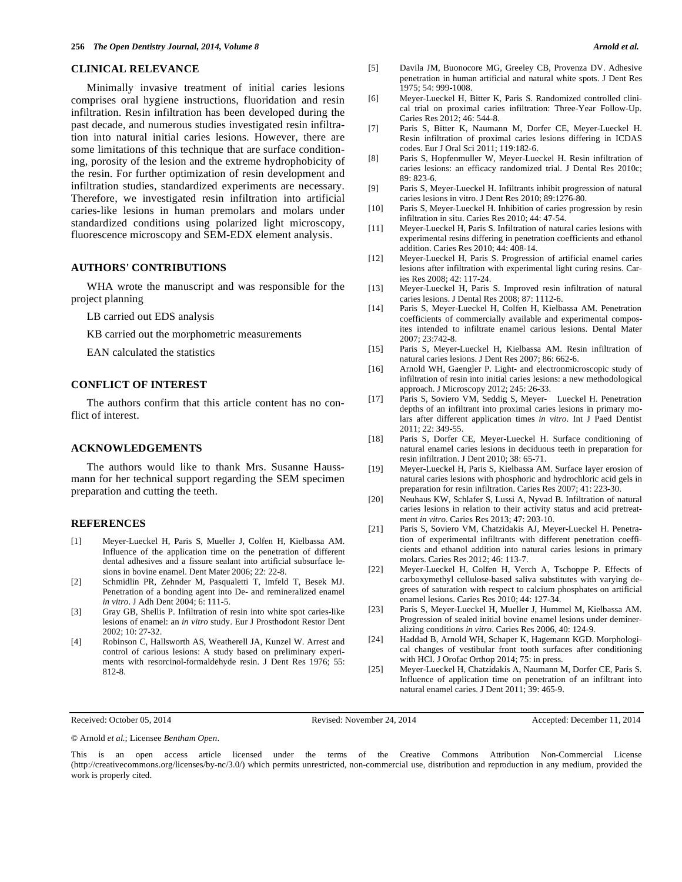## CLINICAL RELEVANCE

Minimally invasive treatment of initial caries lesions comprises oral hygiene instructions, fluoridation and resin infiltration. Resin infiltration has been developed during the past decade, and numerous studies investigated resin infiltration into natural initial caries lesions. However, there are some limitations of this technique that are surface conditioning, porosity of the lesion and the extreme hydrophobicity of the resin. For further optimization of resin development and infiltration studies, standardized experiments are necessary. Therefore, we investigated resin infiltration into artificial caries-like lesions in human premolars and molars under standardized conditions using polarized light microscopy, fluorescence microscopy and SEM-EDX element analysis.

## AUTHORS' CONTRIBUTIONS

WHA wrote the manuscript and was responsible for the project planning

LB carried out EDS analysis

KB carried out the morphometric measurements

EAN calculated the statistics

## CONFLICT OF INTEREST

The authors confirm that this article content has no conflict of interest.

## ACKNOWLEDGEMENTS

The authors would like to thank Mrs. Susanne Haussmann for her technical support regarding the SEM specimen preparation and cutting the teeth.

## REFERENCES

[1] Meyer-Lueckel H, Paris S, Mueller J, Colfen H, Kielbassa AM. Influence of the application time on the penetration of different dental adhesives and a fissure sealant into artificial subsurface lesions in bovine enamel. Dent Mater 2006; 22: 22-8.

[2] Schmidlin PR, Zehnder M, Pasqualetti T, Imfeld T, Besek MJ. Penetration of a bonding agent into De- and remineralized enamel *in vitro*. J Adh Dent 2004; 6: 111-5.

[3] Gray GB, Shellis P. Infiltration of resin into white spot caries-like lesions of enamel: an *in vitro* study. Eur J Prosthodont Restor Dent 2002; 10: 27-32.

[4] Robinson C, Hallsworth AS, Weatherell JA, Kunzel W. Arrest and control of carious lesions: A study based on preliminary experiments with resorcinol-formaldehyde resin. J Dent Res 1976; 55: 812-8.

[5] Davila JM, Buonocore MG, Greeley CB, Provenza DV. Adhesive penetration in human artificial and natural white spots. J Dent Res 1975; 54: 999-1008.

[6] Meyer-Lueckel H, Bitter K, Paris S. Randomized controlled clinical trial on proximal caries infiltration: Three-Year Follow-Up. Caries Res 2012; 46: 544-8.

[7] Paris S, Bitter K, Naumann M, Dorfer CE, Meyer-Lueckel H. Resin infiltration of proximal caries lesions differing in ICDAS codes. Eur J Oral Sci 2011; 119:182-6.

[8] Paris S, Hopfenmuller W, Meyer-Lueckel H. Resin infiltration of caries lesions: an efficacy randomized trial. J Dental Res 2010c; 89: 823-6.

[9] Paris S, Meyer-Lueckel H. Infiltrants inhibit progression of natural caries lesions in vitro. J Dent Res 2010; 89:1276-80.

[10] Paris S, Meyer-Lueckel H. Inhibition of caries progression by resin infiltration in situ. Caries Res 2010; 44: 47-54.

[11] Meyer-Lueckel H, Paris S. Infiltration of natural caries lesions with experimental resins differing in penetration coefficients and ethanol addition. Caries Res 2010; 44: 408-14.

[12] Meyer-Lueckel H, Paris S. Progression of artificial enamel caries lesions after infiltration with experimental light curing resins. Caries Res 2008; 42: 117-24.

[13] Meyer-Lueckel H, Paris S. Improved resin infiltration of natural caries lesions. J Dental Res 2008; 87: 1112-6.

[14] Paris S, Meyer-Lueckel H, Colfen H, Kielbassa AM. Penetration coefficients of commercially available and experimental composites intended to infiltrate enamel carious lesions. Dental Mater 2007; 23:742-8.

[15] Paris S, Meyer-Lueckel H, Kielbassa AM. Resin infiltration of natural caries lesions. J Dent Res 2007; 86: 662-6.

[16] Arnold WH, Gaengler P. Light- and electronmicroscopic study of infiltration of resin into initial caries lesions: a new methodological approach. J Microscopy 2012; 245: 26-33.

[17] Paris S, Soviero VM, Seddig S, Meyer- Lueckel H. Penetration depths of an infiltrant into proximal caries lesions in primary molars after different application times *in vitro*. Int J Paed Dentist 2011; 22: 349-55.

[18] Paris S, Dorfer CE, Meyer-Lueckel H. Surface conditioning of natural enamel caries lesions in deciduous teeth in preparation for resin infiltration. J Dent 2010; 38: 65-71.

[19] Meyer-Lueckel H, Paris S, Kielbassa AM. Surface layer erosion of natural caries lesions with phosphoric and hydrochloric acid gels in preparation for resin infiltration. Caries Res 2007; 41: 223-30.

[20] Neuhaus KW, Schlafer S, Lussi A, Nyvad B. Infiltration of natural caries lesions in relation to their activity status and acid pretreatment *in vitro*. Caries Res 2013; 47: 203-10.

[21] Paris S, Soviero VM, Chatzidakis AJ, Meyer-Lueckel H. Penetration of experimental infiltrants with different penetration coefficients and ethanol addition into natural caries lesions in primary molars. Caries Res 2012; 46: 113-7.

[22] Meyer-Lueckel H, Colfen H, Verch A, Tschoppe P. Effects of carboxymethyl cellulose-based saliva substitutes with varying degrees of saturation with respect to calcium phosphates on artificial enamel lesions. Caries Res 2010; 44: 127-34.

[23] Paris S, Meyer-Lueckel H, Mueller J, Hummel M, Kielbassa AM. Progression of sealed initial bovine enamel lesions under demineralizing conditions *in vitro*. Caries Res 2006, 40: 124-9.

[24] Haddad B, Arnold WH, Schaper K, Hagemann KGD. Morphological changes of vestibular front tooth surfaces after conditioning with HCl. J Orofac Orthop 2014; 75: in press.

[25] Meyer-Lueckel H, Chatzidakis A, Naumann M, Dorfer CE, Paris S. Influence of application time on penetration of an infiltrant into natural enamel caries. J Dent 2011; 39: 465-9.

Received: October 05, 2014 Revised: November 24, 2014 Accepted: December 11, 2014

© Arnold *et al.*; Licensee *Bentham Open*.

This is an open access article licensed under the terms of the Creative Commons Attribution Non-Commercial License (http://creativecommons.org/licenses/by-nc/3.0/) which permits unrestricted, non-commercial use, distribution and reproduction in any medium, provided the work is properly cited.